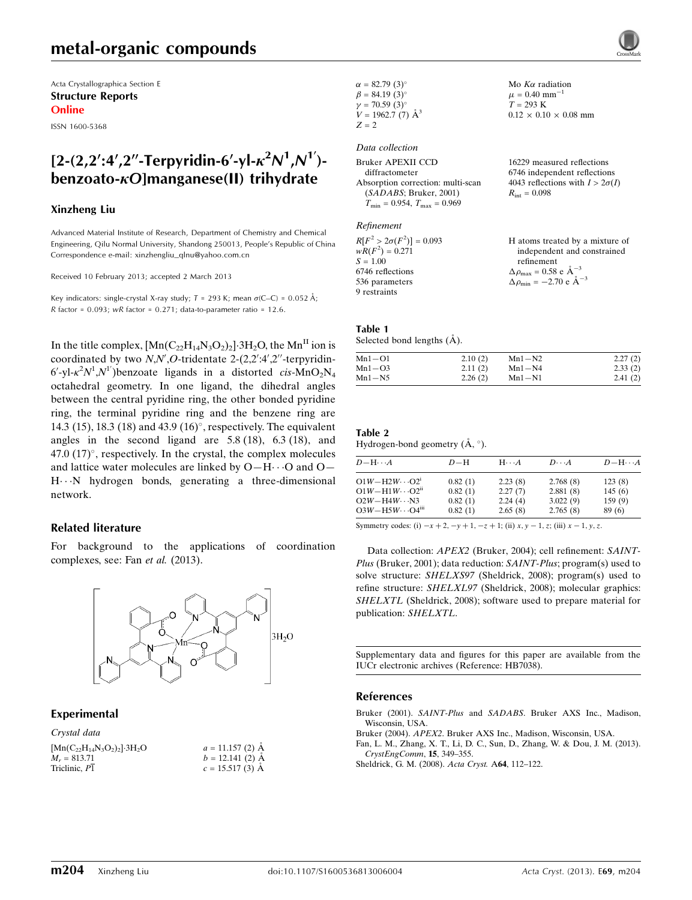# metal-organic compounds

Acta Crystallographica Section E
**Structure Reports**
**Online**

ISSN 1600-5368

## [2-(2,2′:4′,2″-Terpyridin-6′-yl-$\kappa^2N^1,N^{1'}$)-benzoato-$\kappa O$]manganese(II) trihydrate

**Xinzheng Liu**

Advanced Material Institute of Research, Department of Chemistry and Chemical Engineering, Qilu Normal University, Shandong 250013, People's Republic of China
Correspondence e-mail: xinzhengliu_qlnu@yahoo.com.cn

Received 10 February 2013; accepted 2 March 2013

Key indicators: single-crystal X-ray study; $T$ = 293 K; mean $\sigma$(C–C) = 0.052 Å; $R$ factor = 0.093; $wR$ factor = 0.271; data-to-parameter ratio = 12.6.

In the title complex, $[Mn(C_{22}H_{14}N_3O_2)_2]\cdot 3H_2O$, the Mn$^{II}$ ion is coordinated by two $N,N',O$-tridentate 2-(2,2′:4′,2″-terpyridin-6′-yl-$\kappa^2N^1,N^{1'}$)benzoate ligands in a distorted *cis*-$MnO_2N_4$ octahedral geometry. In one ligand, the dihedral angles between the central pyridine ring, the other bonded pyridine ring, the terminal pyridine ring and the benzene ring are 14.3 (15), 18.3 (18) and 43.9 (16)°, respectively. The equivalent angles in the second ligand are 5.8 (18), 6.3 (18), and 47.0 (17)°, respectively. In the crystal, the complex molecules and lattice water molecules are linked by O—H···O and O—H···N hydrogen bonds, generating a three-dimensional network.

### Related literature

For background to the applications of coordination complexes, see: Fan *et al.* (2013).

### Experimental

#### *Crystal data*

$[Mn(C_{22}H_{14}N_3O_2)_2]\cdot 3H_2O$
$M_r$ = 813.71
Triclinic, $P\overline{1}$
$a$ = 11.157 (2) Å
$b$ = 12.141 (2) Å
$c$ = 15.517 (3) Å
$\alpha$ = 82.79 (3)°
$\beta$ = 84.19 (3)°
$\gamma$ = 70.59 (3)°
$V$ = 1962.7 (7) Å$^3$
$Z$ = 2
Mo $K\alpha$ radiation
$\mu$ = 0.40 mm$^{-1}$
$T$ = 293 K
0.12 × 0.10 × 0.08 mm

#### *Data collection*

Bruker APEXII CCD diffractometer
Absorption correction: multi-scan (*SADABS*; Bruker, 2001)
$T_{min}$ = 0.954, $T_{max}$ = 0.969
16229 measured reflections
6746 independent reflections
4043 reflections with $I > 2\sigma(I)$
$R_{int}$ = 0.098

#### *Refinement*

$R[F^2 > 2\sigma(F^2)]$ = 0.093
$wR(F^2)$ = 0.271
$S$ = 1.00
6746 reflections
536 parameters
9 restraints
H atoms treated by a mixture of independent and constrained refinement
$\Delta\rho_{max}$ = 0.58 e Å$^{-3}$
$\Delta\rho_{min}$ = −2.70 e Å$^{-3}$

**Table 1**
Selected bond lengths (Å).

| | | | |
|---|---|---|---|
| Mn1—O1 | 2.10 (2) | Mn1—N2 | 2.27 (2) |
| Mn1—O3 | 2.11 (2) | Mn1—N4 | 2.33 (2) |
| Mn1—N5 | 2.26 (2) | Mn1—N1 | 2.41 (2) |

**Table 2**
Hydrogen-bond geometry (Å, °).

| $D$—H···$A$ | $D$—H | H···$A$ | $D$···$A$ | $D$—H···$A$ |
|---|---|---|---|---|
| O1$W$—H2$W$···O2[i] | 0.82 (1) | 2.23 (8) | 2.768 (8) | 123 (8) |
| O1$W$—H1$W$···O2[ii] | 0.82 (1) | 2.27 (7) | 2.881 (8) | 145 (6) |
| O2$W$—H4$W$···N3 | 0.82 (1) | 2.24 (4) | 3.022 (9) | 159 (9) |
| O3$W$—H5$W$···O4[iii] | 0.82 (1) | 2.65 (8) | 2.765 (8) | 89 (6) |

Symmetry codes: (i) $-x+2, -y+1, -z+1$; (ii) $x, y-1, z$; (iii) $x-1, y, z$.

Data collection: *APEX2* (Bruker, 2004); cell refinement: *SAINT-Plus* (Bruker, 2001); data reduction: *SAINT-Plus*; program(s) used to solve structure: *SHELXS97* (Sheldrick, 2008); program(s) used to refine structure: *SHELXL97* (Sheldrick, 2008); molecular graphics: *SHELXTL* (Sheldrick, 2008); software used to prepare material for publication: *SHELXTL*.

Supplementary data and figures for this paper are available from the IUCr electronic archives (Reference: HB7038).

### References

Bruker (2001). *SAINT-Plus* and *SADABS*. Bruker AXS Inc., Madison, Wisconsin, USA.
Bruker (2004). *APEX2*. Bruker AXS Inc., Madison, Wisconsin, USA.
Fan, L. M., Zhang, X. T., Li, D. C., Sun, D., Zhang, W. & Dou, J. M. (2013). *CrystEngComm*, **15**, 349–355.
Sheldrick, G. M. (2008). *Acta Cryst.* A**64**, 112–122.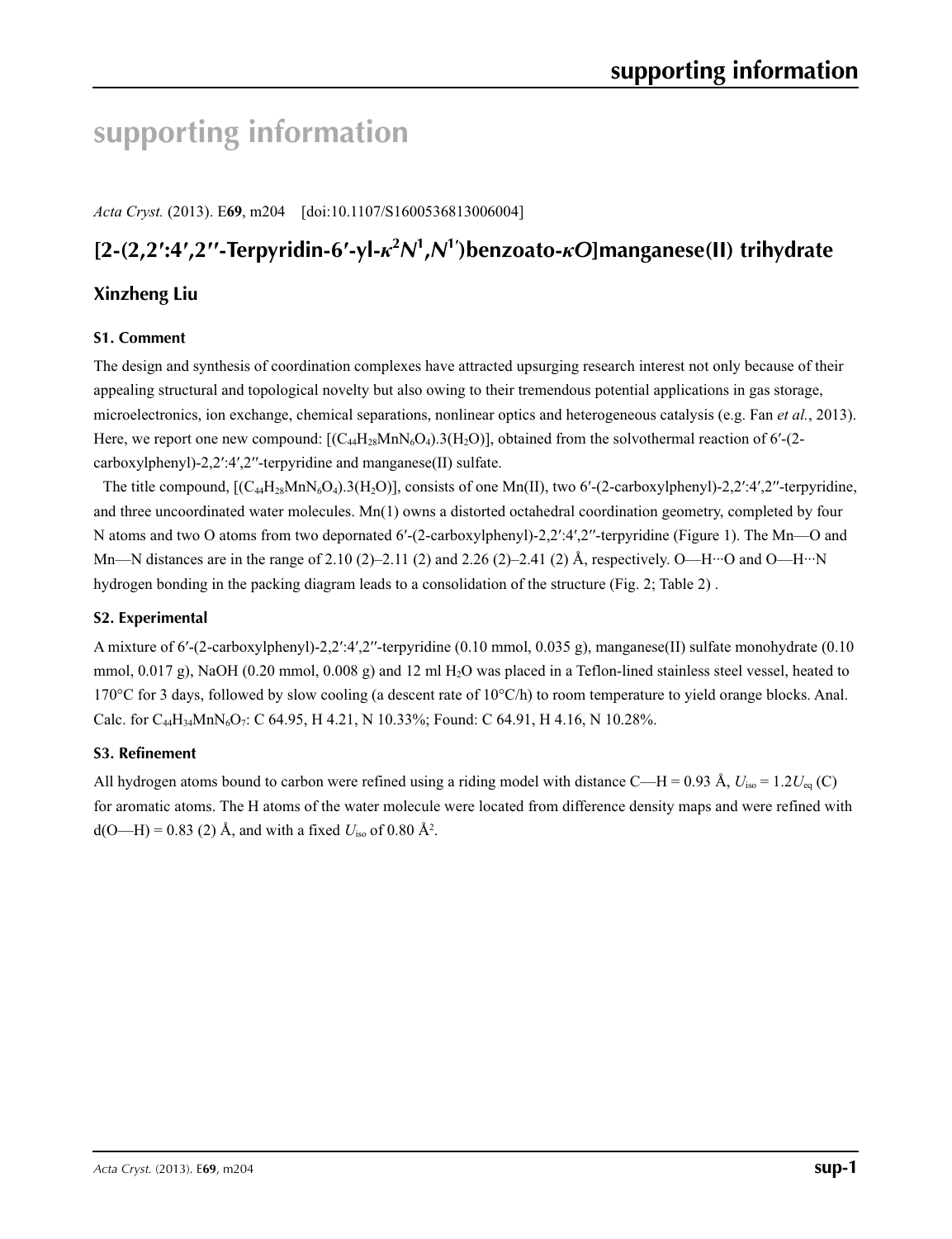# supporting information

*Acta Cryst.* (2013). E**69**, m204 [doi:10.1107/S1600536813006004]

## [2-(2,2′:4′,2′′-Terpyridin-6′-yl-$\kappa^2N^1,N^{1'}$)benzoato-$\kappa O$]manganese(II) trihydrate

### Xinzheng Liu

#### S1. Comment

The design and synthesis of coordination complexes have attracted upsurging research interest not only because of their appealing structural and topological novelty but also owing to their tremendous potential applications in gas storage, microelectronics, ion exchange, chemical separations, nonlinear optics and heterogeneous catalysis (e.g. Fan *et al.*, 2013). Here, we report one new compound: [($C_{44}H_{28}MnN_6O_4$).3($H_2O$)], obtained from the solvothermal reaction of 6′-(2-carboxylphenyl)-2,2′:4′,2′′-terpyridine and manganese(II) sulfate.

The title compound, [($C_{44}H_{28}MnN_6O_4$).3($H_2O$)], consists of one Mn(II), two 6′-(2-carboxylphenyl)-2,2′:4′,2′′-terpyridine, and three uncoordinated water molecules. Mn(1) owns a distorted octahedral coordination geometry, completed by four N atoms and two O atoms from two depornated 6′-(2-carboxylphenyl)-2,2′:4′,2′′-terpyridine (Figure 1). The Mn—O and Mn—N distances are in the range of 2.10 (2)–2.11 (2) and 2.26 (2)–2.41 (2) Å, respectively. O—H···O and O—H···N hydrogen bonding in the packing diagram leads to a consolidation of the structure (Fig. 2; Table 2) .

#### S2. Experimental

A mixture of 6′-(2-carboxylphenyl)-2,2′:4′,2′′-terpyridine (0.10 mmol, 0.035 g), manganese(II) sulfate monohydrate (0.10 mmol, 0.017 g), NaOH (0.20 mmol, 0.008 g) and 12 ml $H_2O$ was placed in a Teflon-lined stainless steel vessel, heated to 170°C for 3 days, followed by slow cooling (a descent rate of 10°C/h) to room temperature to yield orange blocks. Anal. Calc. for $C_{44}H_{34}MnN_6O_7$: C 64.95, H 4.21, N 10.33%; Found: C 64.91, H 4.16, N 10.28%.

#### S3. Refinement

All hydrogen atoms bound to carbon were refined using a riding model with distance C—H = 0.93 Å, $U_{iso}$ = 1.2$U_{eq}$ (C) for aromatic atoms. The H atoms of the water molecule were located from difference density maps and were refined with d(O—H) = 0.83 (2) Å, and with a fixed $U_{iso}$ of 0.80 Å$^2$.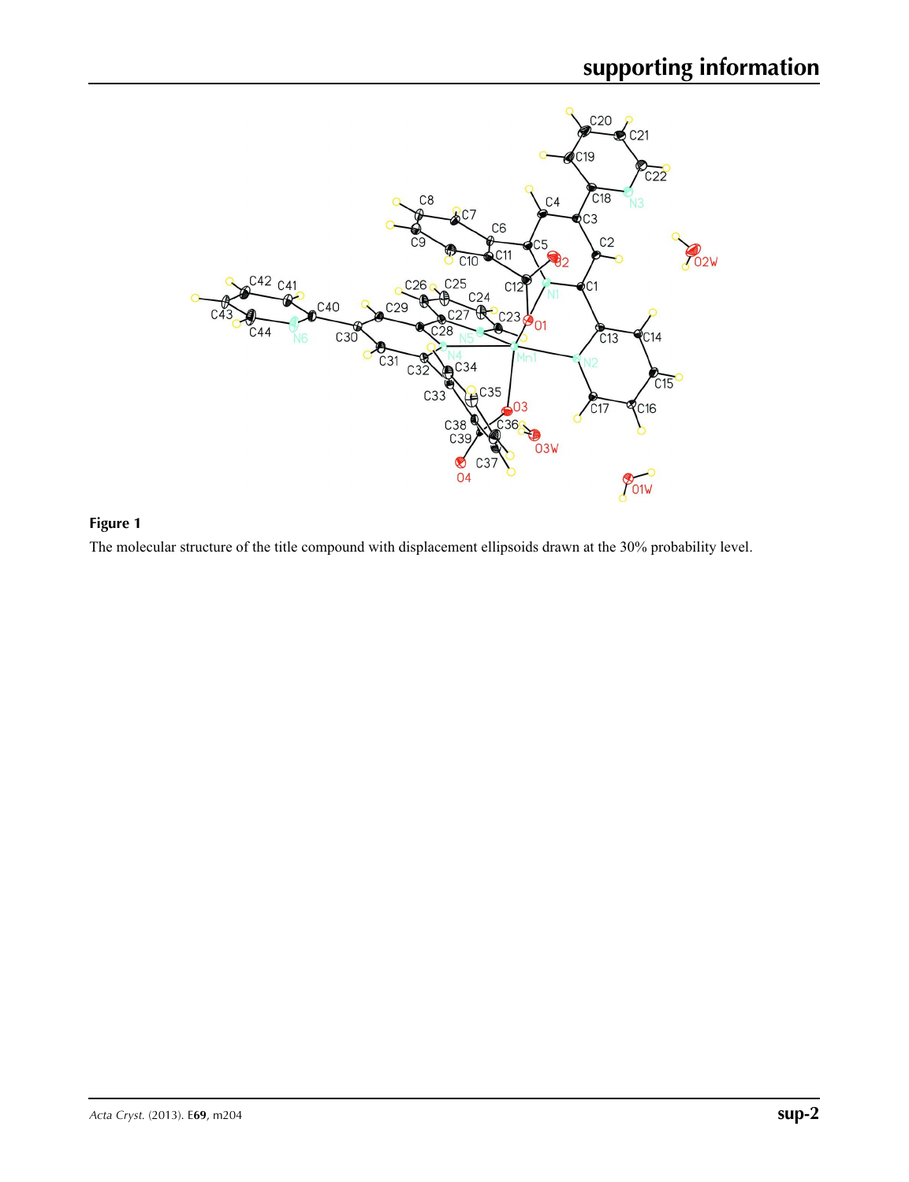**Figure 1**

The molecular structure of the title compound with displacement ellipsoids drawn at the 30% probability level.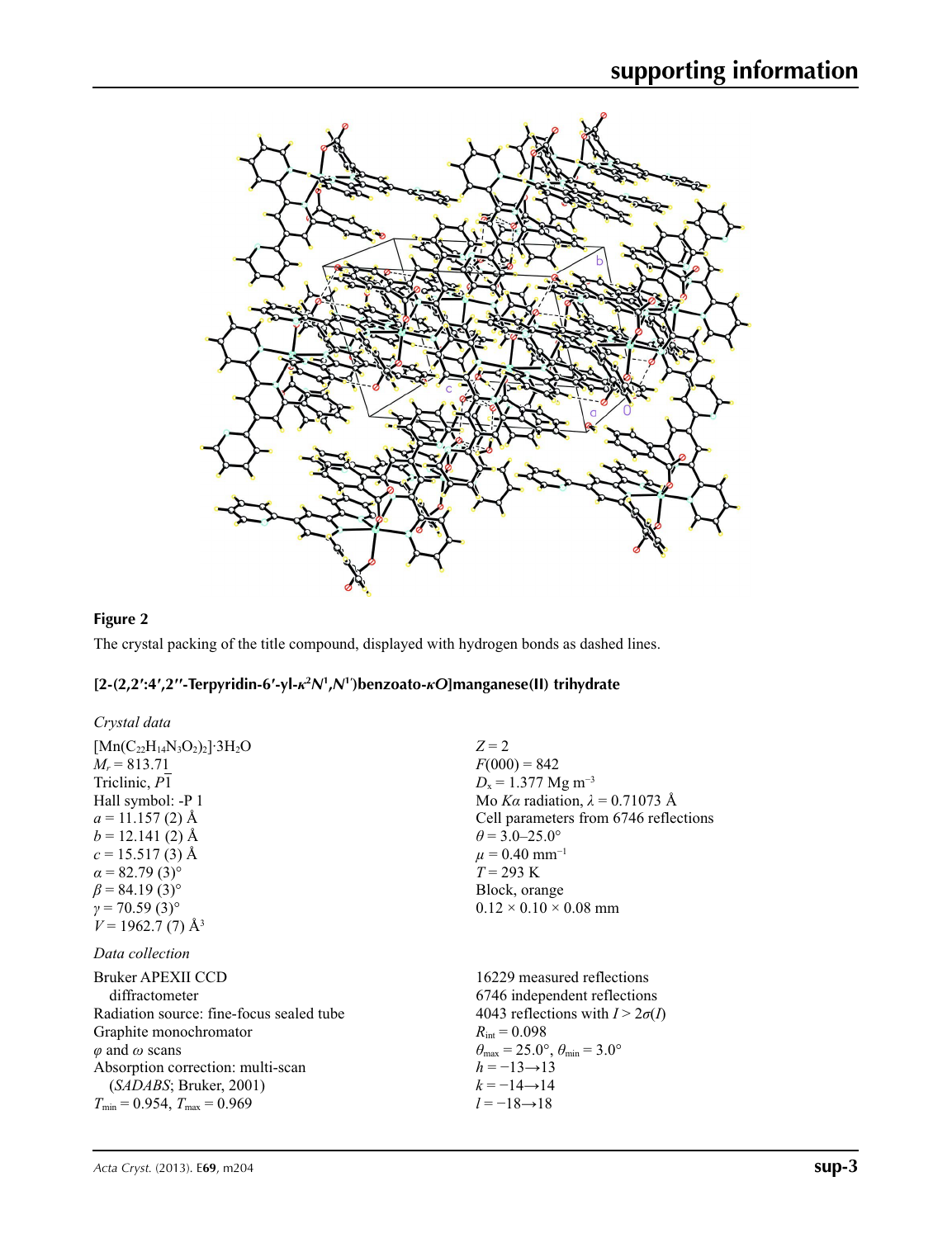**Figure 2**

The crystal packing of the title compound, displayed with hydrogen bonds as dashed lines.

## [2-(2,2′:4′,2′′-Terpyridin-6′-yl-*κ*$^2$*N*$^1$,*N*$^{1'}$)benzoato-*κO*]manganese(II) trihydrate

### *Crystal data*

| | |
|---|---|
| $[Mn(C_{22}H_{14}N_3O_2)_2]\cdot 3H_2O$ | $Z = 2$ |
| $M_r = 813.71$ | $F(000) = 842$ |
| Triclinic, $P\overline{1}$ | $D_x = 1.377$ Mg m$^{-3}$ |
| Hall symbol: -P 1 | Mo $K\alpha$ radiation, $\lambda = 0.71073$ Å |
| $a = 11.157$ (2) Å | Cell parameters from 6746 reflections |
| $b = 12.141$ (2) Å | $\theta = 3.0$–$25.0°$ |
| $c = 15.517$ (3) Å | $\mu = 0.40$ mm$^{-1}$ |
| $\alpha = 82.79$ (3)° | $T = 293$ K |
| $\beta = 84.19$ (3)° | Block, orange |
| $\gamma = 70.59$ (3)° | $0.12 \times 0.10 \times 0.08$ mm |
| $V = 1962.7$ (7) Å$^3$ | |

### *Data collection*

| | |
|---|---|
| Bruker APEXII CCD diffractometer | 16229 measured reflections |
| Radiation source: fine-focus sealed tube | 6746 independent reflections |
| Graphite monochromator | 4043 reflections with $I > 2\sigma(I)$ |
| $\varphi$ and $\omega$ scans | $R_{int} = 0.098$ |
| Absorption correction: multi-scan (*SADABS*; Bruker, 2001) | $\theta_{max} = 25.0°$, $\theta_{min} = 3.0°$ |
| $T_{min} = 0.954$, $T_{max} = 0.969$ | $h = -13 \rightarrow 13$ |
| | $k = -14 \rightarrow 14$ |
| | $l = -18 \rightarrow 18$ |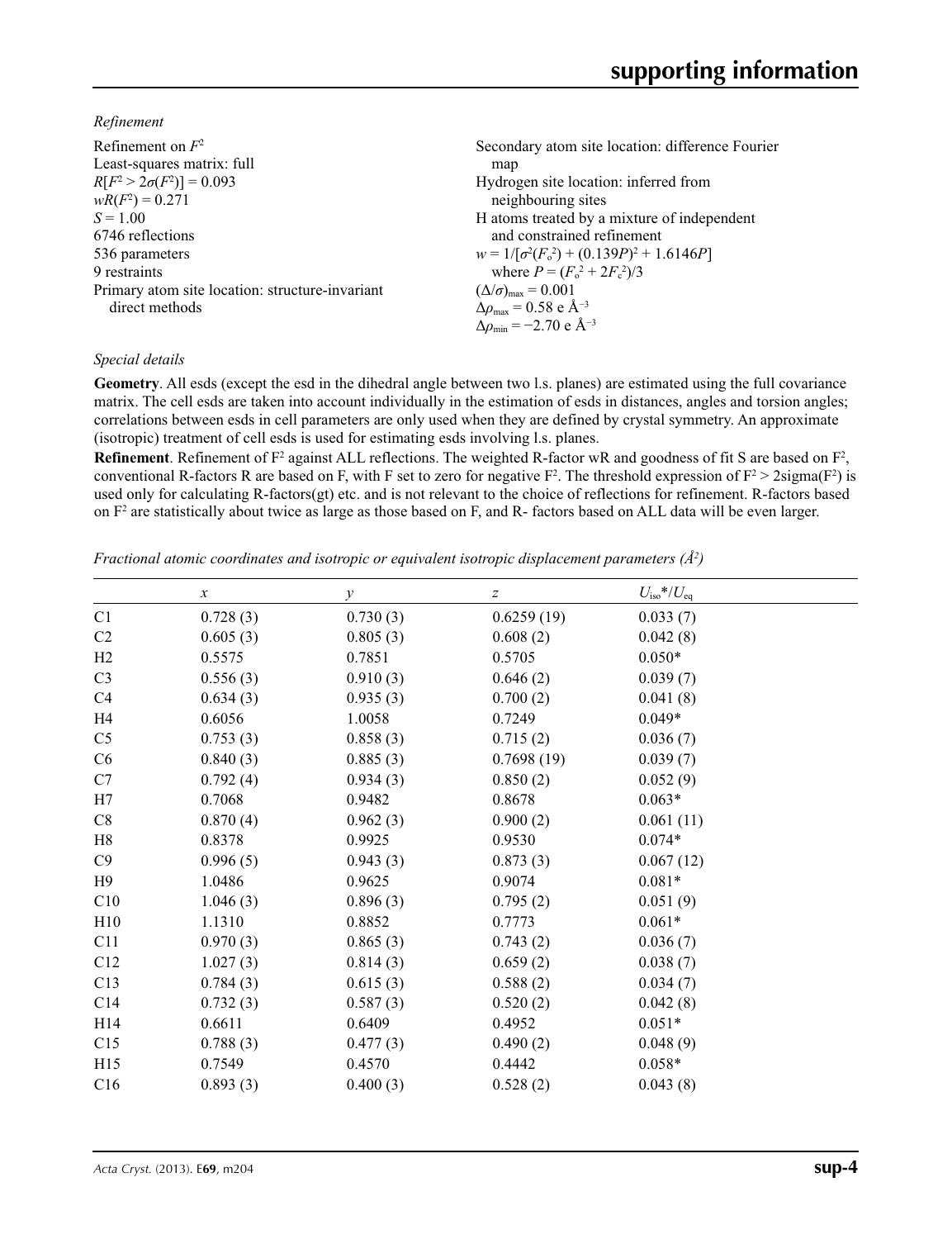*Refinement*

Refinement on $F^2$
Least-squares matrix: full
$R[F^2 > 2\sigma(F^2)] = 0.093$
$wR(F^2) = 0.271$
$S = 1.00$
6746 reflections
536 parameters
9 restraints
Primary atom site location: structure-invariant direct methods
Secondary atom site location: difference Fourier map
Hydrogen site location: inferred from neighbouring sites
H atoms treated by a mixture of independent and constrained refinement
$w = 1/[\sigma^2(F_o^2) + (0.139P)^2 + 1.6146P]$
where $P = (F_o^2 + 2F_c^2)/3$
$(\Delta/\sigma)_{max} = 0.001$
$\Delta\rho_{max} = 0.58$ e Å$^{-3}$
$\Delta\rho_{min} = -2.70$ e Å$^{-3}$

*Special details*

**Geometry**. All esds (except the esd in the dihedral angle between two l.s. planes) are estimated using the full covariance matrix. The cell esds are taken into account individually in the estimation of esds in distances, angles and torsion angles; correlations between esds in cell parameters are only used when they are defined by crystal symmetry. An approximate (isotropic) treatment of cell esds is used for estimating esds involving l.s. planes.

**Refinement**. Refinement of F$^2$ against ALL reflections. The weighted R-factor wR and goodness of fit S are based on F$^2$, conventional R-factors R are based on F, with F set to zero for negative F$^2$. The threshold expression of F$^2$ > 2sigma(F$^2$) is used only for calculating R-factors(gt) etc. and is not relevant to the choice of reflections for refinement. R-factors based on F$^2$ are statistically about twice as large as those based on F, and R- factors based on ALL data will be even larger.

*Fractional atomic coordinates and isotropic or equivalent isotropic displacement parameters (Å$^2$)*

| | $x$ | $y$ | $z$ | $U_{iso}$*/$U_{eq}$ |
|---|---|---|---|---|
| C1 | 0.728 (3) | 0.730 (3) | 0.6259 (19) | 0.033 (7) |
| C2 | 0.605 (3) | 0.805 (3) | 0.608 (2) | 0.042 (8) |
| H2 | 0.5575 | 0.7851 | 0.5705 | 0.050* |
| C3 | 0.556 (3) | 0.910 (3) | 0.646 (2) | 0.039 (7) |
| C4 | 0.634 (3) | 0.935 (3) | 0.700 (2) | 0.041 (8) |
| H4 | 0.6056 | 1.0058 | 0.7249 | 0.049* |
| C5 | 0.753 (3) | 0.858 (3) | 0.715 (2) | 0.036 (7) |
| C6 | 0.840 (3) | 0.885 (3) | 0.7698 (19) | 0.039 (7) |
| C7 | 0.792 (4) | 0.934 (3) | 0.850 (2) | 0.052 (9) |
| H7 | 0.7068 | 0.9482 | 0.8678 | 0.063* |
| C8 | 0.870 (4) | 0.962 (3) | 0.900 (2) | 0.061 (11) |
| H8 | 0.8378 | 0.9925 | 0.9530 | 0.074* |
| C9 | 0.996 (5) | 0.943 (3) | 0.873 (3) | 0.067 (12) |
| H9 | 1.0486 | 0.9625 | 0.9074 | 0.081* |
| C10 | 1.046 (3) | 0.896 (3) | 0.795 (2) | 0.051 (9) |
| H10 | 1.1310 | 0.8852 | 0.7773 | 0.061* |
| C11 | 0.970 (3) | 0.865 (3) | 0.743 (2) | 0.036 (7) |
| C12 | 1.027 (3) | 0.814 (3) | 0.659 (2) | 0.038 (7) |
| C13 | 0.784 (3) | 0.615 (3) | 0.588 (2) | 0.034 (7) |
| C14 | 0.732 (3) | 0.587 (3) | 0.520 (2) | 0.042 (8) |
| H14 | 0.6611 | 0.6409 | 0.4952 | 0.051* |
| C15 | 0.788 (3) | 0.477 (3) | 0.490 (2) | 0.048 (9) |
| H15 | 0.7549 | 0.4570 | 0.4442 | 0.058* |
| C16 | 0.893 (3) | 0.400 (3) | 0.528 (2) | 0.043 (8) |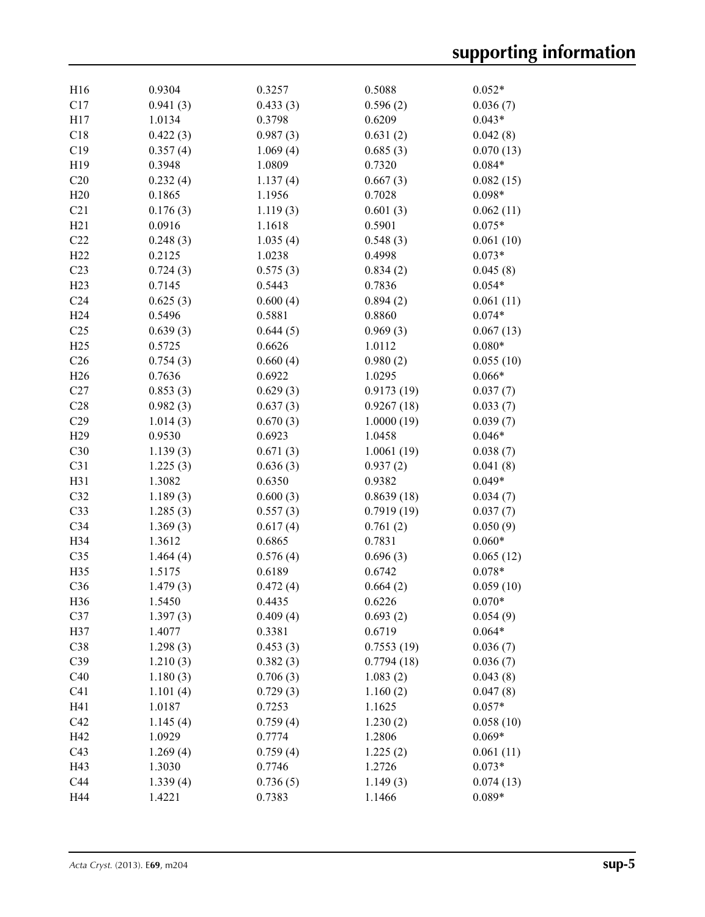|  |  |  |  |  |
|---|---|---|---|---|
| H16 | 0.9304 | 0.3257 | 0.5088 | 0.052* |
| C17 | 0.941 (3) | 0.433 (3) | 0.596 (2) | 0.036 (7) |
| H17 | 1.0134 | 0.3798 | 0.6209 | 0.043* |
| C18 | 0.422 (3) | 0.987 (3) | 0.631 (2) | 0.042 (8) |
| C19 | 0.357 (4) | 1.069 (4) | 0.685 (3) | 0.070 (13) |
| H19 | 0.3948 | 1.0809 | 0.7320 | 0.084* |
| C20 | 0.232 (4) | 1.137 (4) | 0.667 (3) | 0.082 (15) |
| H20 | 0.1865 | 1.1956 | 0.7028 | 0.098* |
| C21 | 0.176 (3) | 1.119 (3) | 0.601 (3) | 0.062 (11) |
| H21 | 0.0916 | 1.1618 | 0.5901 | 0.075* |
| C22 | 0.248 (3) | 1.035 (4) | 0.548 (3) | 0.061 (10) |
| H22 | 0.2125 | 1.0238 | 0.4998 | 0.073* |
| C23 | 0.724 (3) | 0.575 (3) | 0.834 (2) | 0.045 (8) |
| H23 | 0.7145 | 0.5443 | 0.7836 | 0.054* |
| C24 | 0.625 (3) | 0.600 (4) | 0.894 (2) | 0.061 (11) |
| H24 | 0.5496 | 0.5881 | 0.8860 | 0.074* |
| C25 | 0.639 (3) | 0.644 (5) | 0.969 (3) | 0.067 (13) |
| H25 | 0.5725 | 0.6626 | 1.0112 | 0.080* |
| C26 | 0.754 (3) | 0.660 (4) | 0.980 (2) | 0.055 (10) |
| H26 | 0.7636 | 0.6922 | 1.0295 | 0.066* |
| C27 | 0.853 (3) | 0.629 (3) | 0.9173 (19) | 0.037 (7) |
| C28 | 0.982 (3) | 0.637 (3) | 0.9267 (18) | 0.033 (7) |
| C29 | 1.014 (3) | 0.670 (3) | 1.0000 (19) | 0.039 (7) |
| H29 | 0.9530 | 0.6923 | 1.0458 | 0.046* |
| C30 | 1.139 (3) | 0.671 (3) | 1.0061 (19) | 0.038 (7) |
| C31 | 1.225 (3) | 0.636 (3) | 0.937 (2) | 0.041 (8) |
| H31 | 1.3082 | 0.6350 | 0.9382 | 0.049* |
| C32 | 1.189 (3) | 0.600 (3) | 0.8639 (18) | 0.034 (7) |
| C33 | 1.285 (3) | 0.557 (3) | 0.7919 (19) | 0.037 (7) |
| C34 | 1.369 (3) | 0.617 (4) | 0.761 (2) | 0.050 (9) |
| H34 | 1.3612 | 0.6865 | 0.7831 | 0.060* |
| C35 | 1.464 (4) | 0.576 (4) | 0.696 (3) | 0.065 (12) |
| H35 | 1.5175 | 0.6189 | 0.6742 | 0.078* |
| C36 | 1.479 (3) | 0.472 (4) | 0.664 (2) | 0.059 (10) |
| H36 | 1.5450 | 0.4435 | 0.6226 | 0.070* |
| C37 | 1.397 (3) | 0.409 (4) | 0.693 (2) | 0.054 (9) |
| H37 | 1.4077 | 0.3381 | 0.6719 | 0.064* |
| C38 | 1.298 (3) | 0.453 (3) | 0.7553 (19) | 0.036 (7) |
| C39 | 1.210 (3) | 0.382 (3) | 0.7794 (18) | 0.036 (7) |
| C40 | 1.180 (3) | 0.706 (3) | 1.083 (2) | 0.043 (8) |
| C41 | 1.101 (4) | 0.729 (3) | 1.160 (2) | 0.047 (8) |
| H41 | 1.0187 | 0.7253 | 1.1625 | 0.057* |
| C42 | 1.145 (4) | 0.759 (4) | 1.230 (2) | 0.058 (10) |
| H42 | 1.0929 | 0.7774 | 1.2806 | 0.069* |
| C43 | 1.269 (4) | 0.759 (4) | 1.225 (2) | 0.061 (11) |
| H43 | 1.3030 | 0.7746 | 1.2726 | 0.073* |
| C44 | 1.339 (4) | 0.736 (5) | 1.149 (3) | 0.074 (13) |
| H44 | 1.4221 | 0.7383 | 1.1466 | 0.089* |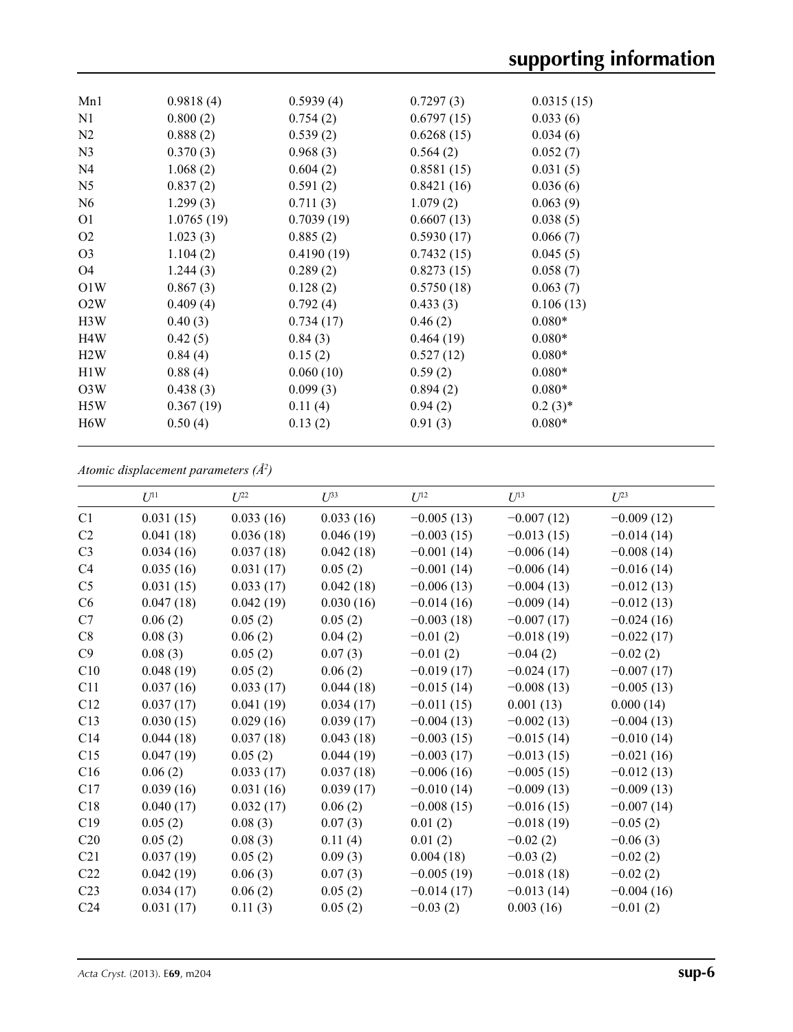| | | | | |
|---|---|---|---|---|
| Mn1 | 0.9818 (4) | 0.5939 (4) | 0.7297 (3) | 0.0315 (15) |
| N1 | 0.800 (2) | 0.754 (2) | 0.6797 (15) | 0.033 (6) |
| N2 | 0.888 (2) | 0.539 (2) | 0.6268 (15) | 0.034 (6) |
| N3 | 0.370 (3) | 0.968 (3) | 0.564 (2) | 0.052 (7) |
| N4 | 1.068 (2) | 0.604 (2) | 0.8581 (15) | 0.031 (5) |
| N5 | 0.837 (2) | 0.591 (2) | 0.8421 (16) | 0.036 (6) |
| N6 | 1.299 (3) | 0.711 (3) | 1.079 (2) | 0.063 (9) |
| O1 | 1.0765 (19) | 0.7039 (19) | 0.6607 (13) | 0.038 (5) |
| O2 | 1.023 (3) | 0.885 (2) | 0.5930 (17) | 0.066 (7) |
| O3 | 1.104 (2) | 0.4190 (19) | 0.7432 (15) | 0.045 (5) |
| O4 | 1.244 (3) | 0.289 (2) | 0.8273 (15) | 0.058 (7) |
| O1W | 0.867 (3) | 0.128 (2) | 0.5750 (18) | 0.063 (7) |
| O2W | 0.409 (4) | 0.792 (4) | 0.433 (3) | 0.106 (13) |
| H3W | 0.40 (3) | 0.734 (17) | 0.46 (2) | 0.080* |
| H4W | 0.42 (5) | 0.84 (3) | 0.464 (19) | 0.080* |
| H2W | 0.84 (4) | 0.15 (2) | 0.527 (12) | 0.080* |
| H1W | 0.88 (4) | 0.060 (10) | 0.59 (2) | 0.080* |
| O3W | 0.438 (3) | 0.099 (3) | 0.894 (2) | 0.080* |
| H5W | 0.367 (19) | 0.11 (4) | 0.94 (2) | 0.2 (3)* |
| H6W | 0.50 (4) | 0.13 (2) | 0.91 (3) | 0.080* |

*Atomic displacement parameters (Å$^2$)*

| | $U^{11}$ | $U^{22}$ | $U^{33}$ | $U^{12}$ | $U^{13}$ | $U^{23}$ |
|---|---|---|---|---|---|---|
| C1 | 0.031 (15) | 0.033 (16) | 0.033 (16) | −0.005 (13) | −0.007 (12) | −0.009 (12) |
| C2 | 0.041 (18) | 0.036 (18) | 0.046 (19) | −0.003 (15) | −0.013 (15) | −0.014 (14) |
| C3 | 0.034 (16) | 0.037 (18) | 0.042 (18) | −0.001 (14) | −0.006 (14) | −0.008 (14) |
| C4 | 0.035 (16) | 0.031 (17) | 0.05 (2) | −0.001 (14) | −0.006 (14) | −0.016 (14) |
| C5 | 0.031 (15) | 0.033 (17) | 0.042 (18) | −0.006 (13) | −0.004 (13) | −0.012 (13) |
| C6 | 0.047 (18) | 0.042 (19) | 0.030 (16) | −0.014 (16) | −0.009 (14) | −0.012 (13) |
| C7 | 0.06 (2) | 0.05 (2) | 0.05 (2) | −0.003 (18) | −0.007 (17) | −0.024 (16) |
| C8 | 0.08 (3) | 0.06 (2) | 0.04 (2) | −0.01 (2) | −0.018 (19) | −0.022 (17) |
| C9 | 0.08 (3) | 0.05 (2) | 0.07 (3) | −0.01 (2) | −0.04 (2) | −0.02 (2) |
| C10 | 0.048 (19) | 0.05 (2) | 0.06 (2) | −0.019 (17) | −0.024 (17) | −0.007 (17) |
| C11 | 0.037 (16) | 0.033 (17) | 0.044 (18) | −0.015 (14) | −0.008 (13) | −0.005 (13) |
| C12 | 0.037 (17) | 0.041 (19) | 0.034 (17) | −0.011 (15) | 0.001 (13) | 0.000 (14) |
| C13 | 0.030 (15) | 0.029 (16) | 0.039 (17) | −0.004 (13) | −0.002 (13) | −0.004 (13) |
| C14 | 0.044 (18) | 0.037 (18) | 0.043 (18) | −0.003 (15) | −0.015 (14) | −0.010 (14) |
| C15 | 0.047 (19) | 0.05 (2) | 0.044 (19) | −0.003 (17) | −0.013 (15) | −0.021 (16) |
| C16 | 0.06 (2) | 0.033 (17) | 0.037 (18) | −0.006 (16) | −0.005 (15) | −0.012 (13) |
| C17 | 0.039 (16) | 0.031 (16) | 0.039 (17) | −0.010 (14) | −0.009 (13) | −0.009 (13) |
| C18 | 0.040 (17) | 0.032 (17) | 0.06 (2) | −0.008 (15) | −0.016 (15) | −0.007 (14) |
| C19 | 0.05 (2) | 0.08 (3) | 0.07 (3) | 0.01 (2) | −0.018 (19) | −0.05 (2) |
| C20 | 0.05 (2) | 0.08 (3) | 0.11 (4) | 0.01 (2) | −0.02 (2) | −0.06 (3) |
| C21 | 0.037 (19) | 0.05 (2) | 0.09 (3) | 0.004 (18) | −0.03 (2) | −0.02 (2) |
| C22 | 0.042 (19) | 0.06 (3) | 0.07 (3) | −0.005 (19) | −0.018 (18) | −0.02 (2) |
| C23 | 0.034 (17) | 0.06 (2) | 0.05 (2) | −0.014 (17) | −0.013 (14) | −0.004 (16) |
| C24 | 0.031 (17) | 0.11 (3) | 0.05 (2) | −0.03 (2) | 0.003 (16) | −0.01 (2) |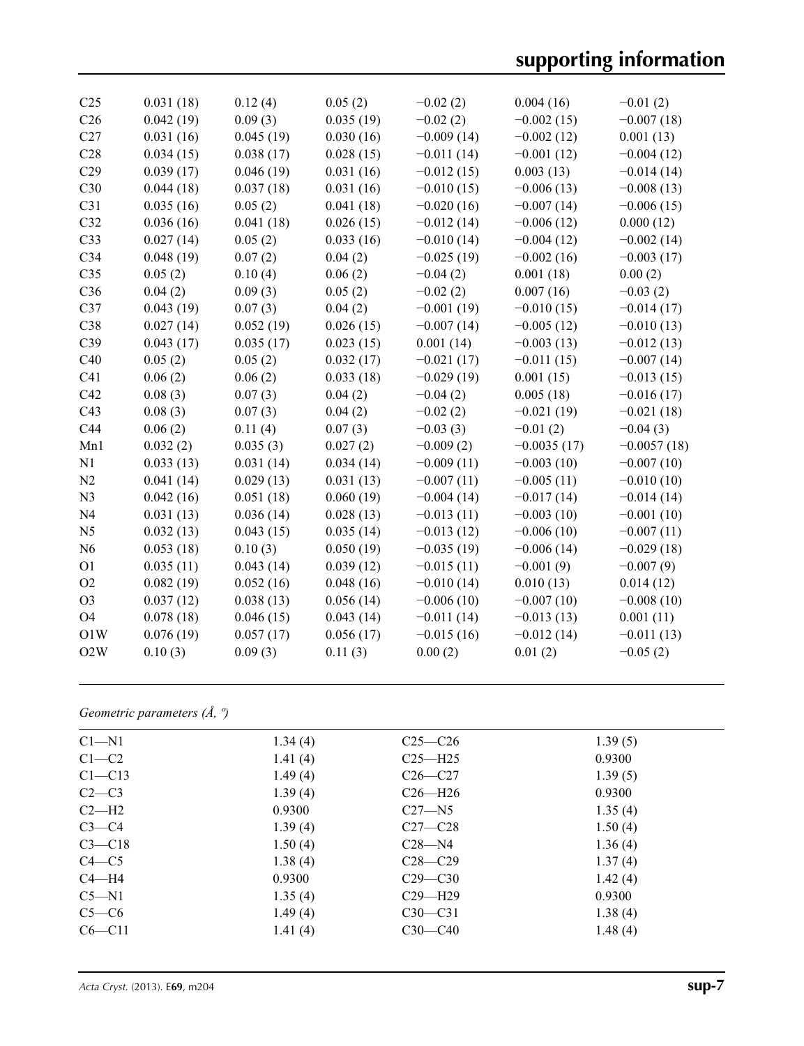| | | | | | | |
|---|---|---|---|---|---|---|
| C25 | 0.031 (18) | 0.12 (4) | 0.05 (2) | −0.02 (2) | 0.004 (16) | −0.01 (2) |
| C26 | 0.042 (19) | 0.09 (3) | 0.035 (19) | −0.02 (2) | −0.002 (15) | −0.007 (18) |
| C27 | 0.031 (16) | 0.045 (19) | 0.030 (16) | −0.009 (14) | −0.002 (12) | 0.001 (13) |
| C28 | 0.034 (15) | 0.038 (17) | 0.028 (15) | −0.011 (14) | −0.001 (12) | −0.004 (12) |
| C29 | 0.039 (17) | 0.046 (19) | 0.031 (16) | −0.012 (15) | 0.003 (13) | −0.014 (14) |
| C30 | 0.044 (18) | 0.037 (18) | 0.031 (16) | −0.010 (15) | −0.006 (13) | −0.008 (13) |
| C31 | 0.035 (16) | 0.05 (2) | 0.041 (18) | −0.020 (16) | −0.007 (14) | −0.006 (15) |
| C32 | 0.036 (16) | 0.041 (18) | 0.026 (15) | −0.012 (14) | −0.006 (12) | 0.000 (12) |
| C33 | 0.027 (14) | 0.05 (2) | 0.033 (16) | −0.010 (14) | −0.004 (12) | −0.002 (14) |
| C34 | 0.048 (19) | 0.07 (2) | 0.04 (2) | −0.025 (19) | −0.002 (16) | −0.003 (17) |
| C35 | 0.05 (2) | 0.10 (4) | 0.06 (2) | −0.04 (2) | 0.001 (18) | 0.00 (2) |
| C36 | 0.04 (2) | 0.09 (3) | 0.05 (2) | −0.02 (2) | 0.007 (16) | −0.03 (2) |
| C37 | 0.043 (19) | 0.07 (3) | 0.04 (2) | −0.001 (19) | −0.010 (15) | −0.014 (17) |
| C38 | 0.027 (14) | 0.052 (19) | 0.026 (15) | −0.007 (14) | −0.005 (12) | −0.010 (13) |
| C39 | 0.043 (17) | 0.035 (17) | 0.023 (15) | 0.001 (14) | −0.003 (13) | −0.012 (13) |
| C40 | 0.05 (2) | 0.05 (2) | 0.032 (17) | −0.021 (17) | −0.011 (15) | −0.007 (14) |
| C41 | 0.06 (2) | 0.06 (2) | 0.033 (18) | −0.029 (19) | 0.001 (15) | −0.013 (15) |
| C42 | 0.08 (3) | 0.07 (3) | 0.04 (2) | −0.04 (2) | 0.005 (18) | −0.016 (17) |
| C43 | 0.08 (3) | 0.07 (3) | 0.04 (2) | −0.02 (2) | −0.021 (19) | −0.021 (18) |
| C44 | 0.06 (2) | 0.11 (4) | 0.07 (3) | −0.03 (3) | −0.01 (2) | −0.04 (3) |
| Mn1 | 0.032 (2) | 0.035 (3) | 0.027 (2) | −0.009 (2) | −0.0035 (17) | −0.0057 (18) |
| N1 | 0.033 (13) | 0.031 (14) | 0.034 (14) | −0.009 (11) | −0.003 (10) | −0.007 (10) |
| N2 | 0.041 (14) | 0.029 (13) | 0.031 (13) | −0.007 (11) | −0.005 (11) | −0.010 (10) |
| N3 | 0.042 (16) | 0.051 (18) | 0.060 (19) | −0.004 (14) | −0.017 (14) | −0.014 (14) |
| N4 | 0.031 (13) | 0.036 (14) | 0.028 (13) | −0.013 (11) | −0.003 (10) | −0.001 (10) |
| N5 | 0.032 (13) | 0.043 (15) | 0.035 (14) | −0.013 (12) | −0.006 (10) | −0.007 (11) |
| N6 | 0.053 (18) | 0.10 (3) | 0.050 (19) | −0.035 (19) | −0.006 (14) | −0.029 (18) |
| O1 | 0.035 (11) | 0.043 (14) | 0.039 (12) | −0.015 (11) | −0.001 (9) | −0.007 (9) |
| O2 | 0.082 (19) | 0.052 (16) | 0.048 (16) | −0.010 (14) | 0.010 (13) | 0.014 (12) |
| O3 | 0.037 (12) | 0.038 (13) | 0.056 (14) | −0.006 (10) | −0.007 (10) | −0.008 (10) |
| O4 | 0.078 (18) | 0.046 (15) | 0.043 (14) | −0.011 (14) | −0.013 (13) | 0.001 (11) |
| O1W | 0.076 (19) | 0.057 (17) | 0.056 (17) | −0.015 (16) | −0.012 (14) | −0.011 (13) |
| O2W | 0.10 (3) | 0.09 (3) | 0.11 (3) | 0.00 (2) | 0.01 (2) | −0.05 (2) |

*Geometric parameters (Å, º)*

| | | | |
|---|---|---|---|
| C1—N1 | 1.34 (4) | C25—C26 | 1.39 (5) |
| C1—C2 | 1.41 (4) | C25—H25 | 0.9300 |
| C1—C13 | 1.49 (4) | C26—C27 | 1.39 (5) |
| C2—C3 | 1.39 (4) | C26—H26 | 0.9300 |
| C2—H2 | 0.9300 | C27—N5 | 1.35 (4) |
| C3—C4 | 1.39 (4) | C27—C28 | 1.50 (4) |
| C3—C18 | 1.50 (4) | C28—N4 | 1.36 (4) |
| C4—C5 | 1.38 (4) | C28—C29 | 1.37 (4) |
| C4—H4 | 0.9300 | C29—C30 | 1.42 (4) |
| C5—N1 | 1.35 (4) | C29—H29 | 0.9300 |
| C5—C6 | 1.49 (4) | C30—C31 | 1.38 (4) |
| C6—C11 | 1.41 (4) | C30—C40 | 1.48 (4) |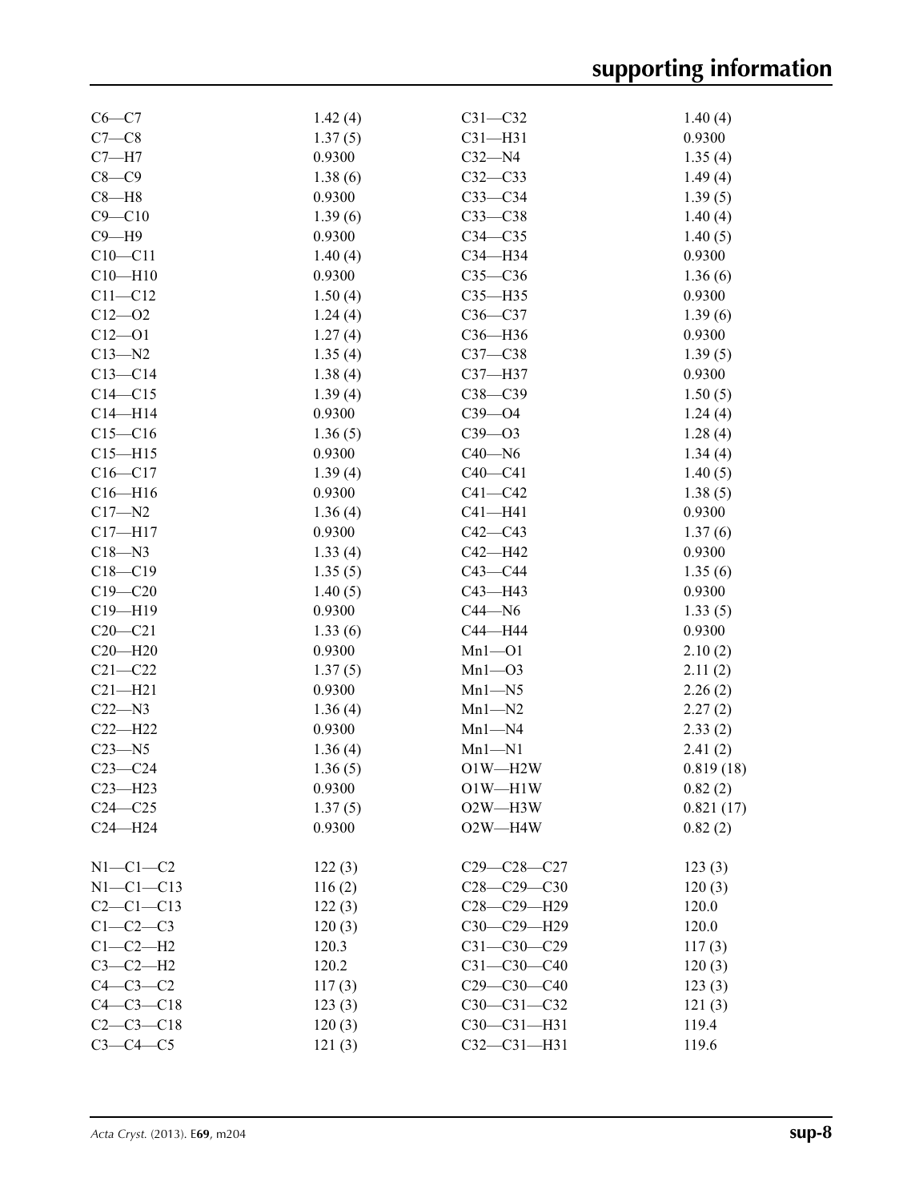| | | | |
|---|---|---|---|
| C6—C7 | 1.42 (4) | C31—C32 | 1.40 (4) |
| C7—C8 | 1.37 (5) | C31—H31 | 0.9300 |
| C7—H7 | 0.9300 | C32—N4 | 1.35 (4) |
| C8—C9 | 1.38 (6) | C32—C33 | 1.49 (4) |
| C8—H8 | 0.9300 | C33—C34 | 1.39 (5) |
| C9—C10 | 1.39 (6) | C33—C38 | 1.40 (4) |
| C9—H9 | 0.9300 | C34—C35 | 1.40 (5) |
| C10—C11 | 1.40 (4) | C34—H34 | 0.9300 |
| C10—H10 | 0.9300 | C35—C36 | 1.36 (6) |
| C11—C12 | 1.50 (4) | C35—H35 | 0.9300 |
| C12—O2 | 1.24 (4) | C36—C37 | 1.39 (6) |
| C12—O1 | 1.27 (4) | C36—H36 | 0.9300 |
| C13—N2 | 1.35 (4) | C37—C38 | 1.39 (5) |
| C13—C14 | 1.38 (4) | C37—H37 | 0.9300 |
| C14—C15 | 1.39 (4) | C38—C39 | 1.50 (5) |
| C14—H14 | 0.9300 | C39—O4 | 1.24 (4) |
| C15—C16 | 1.36 (5) | C39—O3 | 1.28 (4) |
| C15—H15 | 0.9300 | C40—N6 | 1.34 (4) |
| C16—C17 | 1.39 (4) | C40—C41 | 1.40 (5) |
| C16—H16 | 0.9300 | C41—C42 | 1.38 (5) |
| C17—N2 | 1.36 (4) | C41—H41 | 0.9300 |
| C17—H17 | 0.9300 | C42—C43 | 1.37 (6) |
| C18—N3 | 1.33 (4) | C42—H42 | 0.9300 |
| C18—C19 | 1.35 (5) | C43—C44 | 1.35 (6) |
| C19—C20 | 1.40 (5) | C43—H43 | 0.9300 |
| C19—H19 | 0.9300 | C44—N6 | 1.33 (5) |
| C20—C21 | 1.33 (6) | C44—H44 | 0.9300 |
| C20—H20 | 0.9300 | Mn1—O1 | 2.10 (2) |
| C21—C22 | 1.37 (5) | Mn1—O3 | 2.11 (2) |
| C21—H21 | 0.9300 | Mn1—N5 | 2.26 (2) |
| C22—N3 | 1.36 (4) | Mn1—N2 | 2.27 (2) |
| C22—H22 | 0.9300 | Mn1—N4 | 2.33 (2) |
| C23—N5 | 1.36 (4) | Mn1—N1 | 2.41 (2) |
| C23—C24 | 1.36 (5) | O1W—H2W | 0.819 (18) |
| C23—H23 | 0.9300 | O1W—H1W | 0.82 (2) |
| C24—C25 | 1.37 (5) | O2W—H3W | 0.821 (17) |
| C24—H24 | 0.9300 | O2W—H4W | 0.82 (2) |

| | | | |
|---|---|---|---|
| N1—C1—C2 | 122 (3) | C29—C28—C27 | 123 (3) |
| N1—C1—C13 | 116 (2) | C28—C29—C30 | 120 (3) |
| C2—C1—C13 | 122 (3) | C28—C29—H29 | 120.0 |
| C1—C2—C3 | 120 (3) | C30—C29—H29 | 120.0 |
| C1—C2—H2 | 120.3 | C31—C30—C29 | 117 (3) |
| C3—C2—H2 | 120.2 | C31—C30—C40 | 120 (3) |
| C4—C3—C2 | 117 (3) | C29—C30—C40 | 123 (3) |
| C4—C3—C18 | 123 (3) | C30—C31—C32 | 121 (3) |
| C2—C3—C18 | 120 (3) | C30—C31—H31 | 119.4 |
| C3—C4—C5 | 121 (3) | C32—C31—H31 | 119.6 |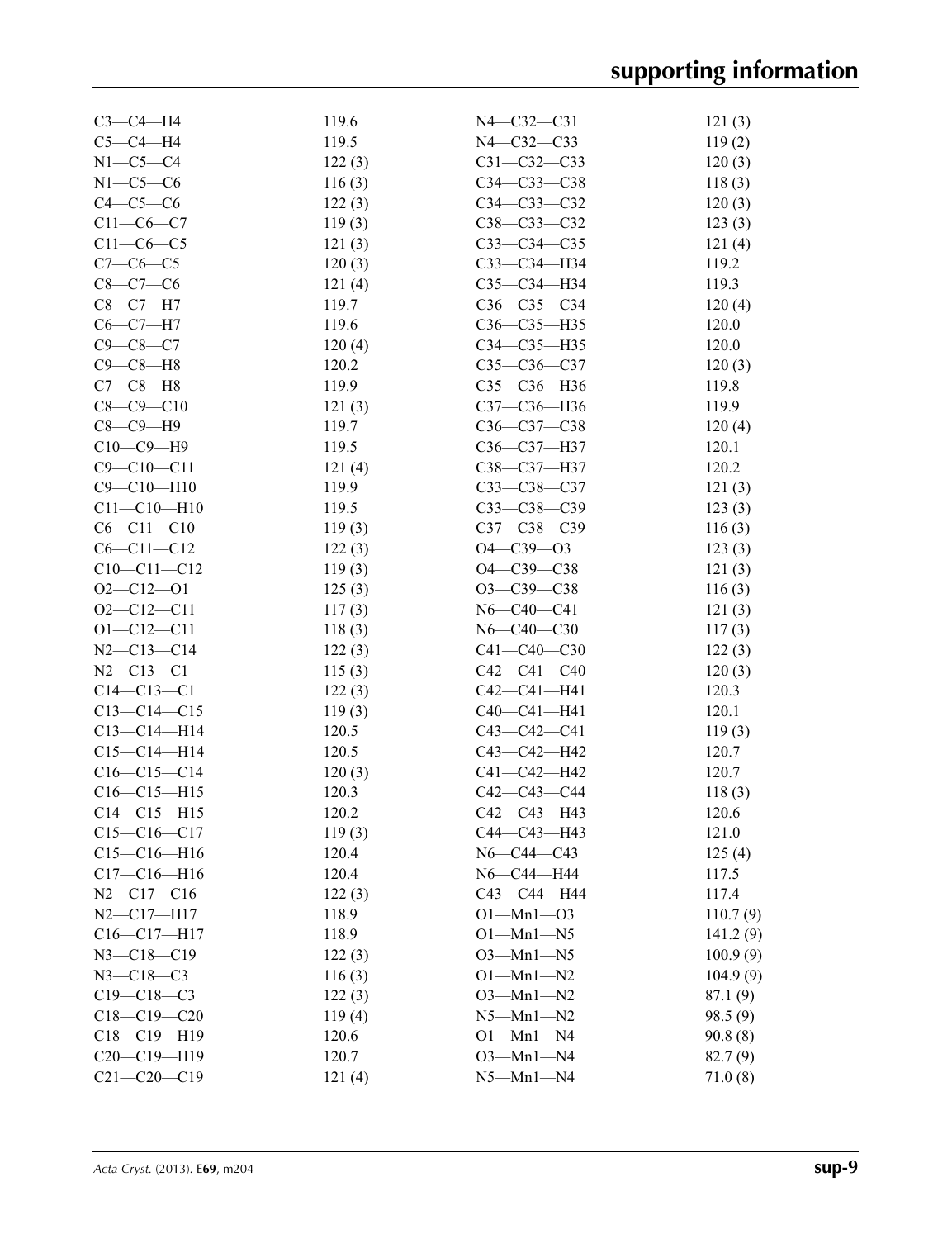| | | | |
|---|---|---|---|
| C3—C4—H4 | 119.6 | N4—C32—C31 | 121 (3) |
| C5—C4—H4 | 119.5 | N4—C32—C33 | 119 (2) |
| N1—C5—C4 | 122 (3) | C31—C32—C33 | 120 (3) |
| N1—C5—C6 | 116 (3) | C34—C33—C38 | 118 (3) |
| C4—C5—C6 | 122 (3) | C34—C33—C32 | 120 (3) |
| C11—C6—C7 | 119 (3) | C38—C33—C32 | 123 (3) |
| C11—C6—C5 | 121 (3) | C33—C34—C35 | 121 (4) |
| C7—C6—C5 | 120 (3) | C33—C34—H34 | 119.2 |
| C8—C7—C6 | 121 (4) | C35—C34—H34 | 119.3 |
| C8—C7—H7 | 119.7 | C36—C35—C34 | 120 (4) |
| C6—C7—H7 | 119.6 | C36—C35—H35 | 120.0 |
| C9—C8—C7 | 120 (4) | C34—C35—H35 | 120.0 |
| C9—C8—H8 | 120.2 | C35—C36—C37 | 120 (3) |
| C7—C8—H8 | 119.9 | C35—C36—H36 | 119.8 |
| C8—C9—C10 | 121 (3) | C37—C36—H36 | 119.9 |
| C8—C9—H9 | 119.7 | C36—C37—C38 | 120 (4) |
| C10—C9—H9 | 119.5 | C36—C37—H37 | 120.1 |
| C9—C10—C11 | 121 (4) | C38—C37—H37 | 120.2 |
| C9—C10—H10 | 119.9 | C33—C38—C37 | 121 (3) |
| C11—C10—H10 | 119.5 | C33—C38—C39 | 123 (3) |
| C6—C11—C10 | 119 (3) | C37—C38—C39 | 116 (3) |
| C6—C11—C12 | 122 (3) | O4—C39—O3 | 123 (3) |
| C10—C11—C12 | 119 (3) | O4—C39—C38 | 121 (3) |
| O2—C12—O1 | 125 (3) | O3—C39—C38 | 116 (3) |
| O2—C12—C11 | 117 (3) | N6—C40—C41 | 121 (3) |
| O1—C12—C11 | 118 (3) | N6—C40—C30 | 117 (3) |
| N2—C13—C14 | 122 (3) | C41—C40—C30 | 122 (3) |
| N2—C13—C1 | 115 (3) | C42—C41—C40 | 120 (3) |
| C14—C13—C1 | 122 (3) | C42—C41—H41 | 120.3 |
| C13—C14—C15 | 119 (3) | C40—C41—H41 | 120.1 |
| C13—C14—H14 | 120.5 | C43—C42—C41 | 119 (3) |
| C15—C14—H14 | 120.5 | C43—C42—H42 | 120.7 |
| C16—C15—C14 | 120 (3) | C41—C42—H42 | 120.7 |
| C16—C15—H15 | 120.3 | C42—C43—C44 | 118 (3) |
| C14—C15—H15 | 120.2 | C42—C43—H43 | 120.6 |
| C15—C16—C17 | 119 (3) | C44—C43—H43 | 121.0 |
| C15—C16—H16 | 120.4 | N6—C44—C43 | 125 (4) |
| C17—C16—H16 | 120.4 | N6—C44—H44 | 117.5 |
| N2—C17—C16 | 122 (3) | C43—C44—H44 | 117.4 |
| N2—C17—H17 | 118.9 | O1—Mn1—O3 | 110.7 (9) |
| C16—C17—H17 | 118.9 | O1—Mn1—N5 | 141.2 (9) |
| N3—C18—C19 | 122 (3) | O3—Mn1—N5 | 100.9 (9) |
| N3—C18—C3 | 116 (3) | O1—Mn1—N2 | 104.9 (9) |
| C19—C18—C3 | 122 (3) | O3—Mn1—N2 | 87.1 (9) |
| C18—C19—C20 | 119 (4) | N5—Mn1—N2 | 98.5 (9) |
| C18—C19—H19 | 120.6 | O1—Mn1—N4 | 90.8 (8) |
| C20—C19—H19 | 120.7 | O3—Mn1—N4 | 82.7 (9) |
| C21—C20—C19 | 121 (4) | N5—Mn1—N4 | 71.0 (8) |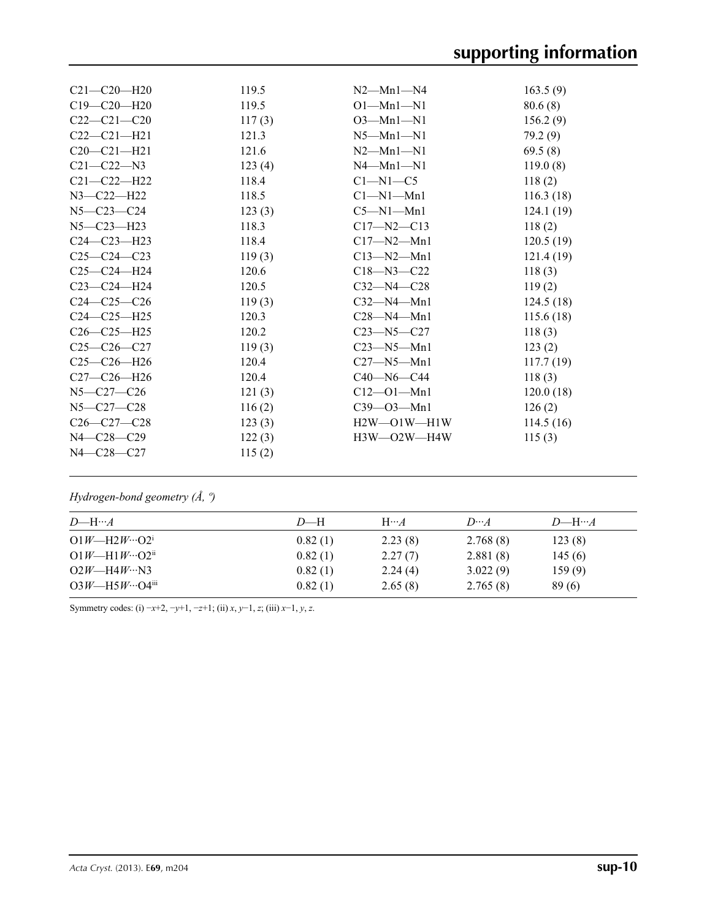| | | | |
|---|---|---|---|
| C21—C20—H20 | 119.5 | N2—Mn1—N4 | 163.5 (9) |
| C19—C20—H20 | 119.5 | O1—Mn1—N1 | 80.6 (8) |
| C22—C21—C20 | 117 (3) | O3—Mn1—N1 | 156.2 (9) |
| C22—C21—H21 | 121.3 | N5—Mn1—N1 | 79.2 (9) |
| C20—C21—H21 | 121.6 | N2—Mn1—N1 | 69.5 (8) |
| C21—C22—N3 | 123 (4) | N4—Mn1—N1 | 119.0 (8) |
| C21—C22—H22 | 118.4 | C1—N1—C5 | 118 (2) |
| N3—C22—H22 | 118.5 | C1—N1—Mn1 | 116.3 (18) |
| N5—C23—C24 | 123 (3) | C5—N1—Mn1 | 124.1 (19) |
| N5—C23—H23 | 118.3 | C17—N2—C13 | 118 (2) |
| C24—C23—H23 | 118.4 | C17—N2—Mn1 | 120.5 (19) |
| C25—C24—C23 | 119 (3) | C13—N2—Mn1 | 121.4 (19) |
| C25—C24—H24 | 120.6 | C18—N3—C22 | 118 (3) |
| C23—C24—H24 | 120.5 | C32—N4—C28 | 119 (2) |
| C24—C25—C26 | 119 (3) | C32—N4—Mn1 | 124.5 (18) |
| C24—C25—H25 | 120.3 | C28—N4—Mn1 | 115.6 (18) |
| C26—C25—H25 | 120.2 | C23—N5—C27 | 118 (3) |
| C25—C26—C27 | 119 (3) | C23—N5—Mn1 | 123 (2) |
| C25—C26—H26 | 120.4 | C27—N5—Mn1 | 117.7 (19) |
| C27—C26—H26 | 120.4 | C40—N6—C44 | 118 (3) |
| N5—C27—C26 | 121 (3) | C12—O1—Mn1 | 120.0 (18) |
| N5—C27—C28 | 116 (2) | C39—O3—Mn1 | 126 (2) |
| C26—C27—C28 | 123 (3) | H2W—O1W—H1W | 114.5 (16) |
| N4—C28—C29 | 122 (3) | H3W—O2W—H4W | 115 (3) |
| N4—C28—C27 | 115 (2) | | |

*Hydrogen-bond geometry (Å, º)*

| *D*—H···*A* | *D*—H | H···*A* | *D*···*A* | *D*—H···*A* |
|---|---|---|---|---|
| O1*W*—H2*W*···O2[i] | 0.82 (1) | 2.23 (8) | 2.768 (8) | 123 (8) |
| O1*W*—H1*W*···O2[ii] | 0.82 (1) | 2.27 (7) | 2.881 (8) | 145 (6) |
| O2*W*—H4*W*···N3 | 0.82 (1) | 2.24 (4) | 3.022 (9) | 159 (9) |
| O3*W*—H5*W*···O4[iii] | 0.82 (1) | 2.65 (8) | 2.765 (8) | 89 (6) |

Symmetry codes: (i) $-x+2$, $-y+1$, $-z+1$; (ii) $x$, $y-1$, $z$; (iii) $x-1$, $y$, $z$.